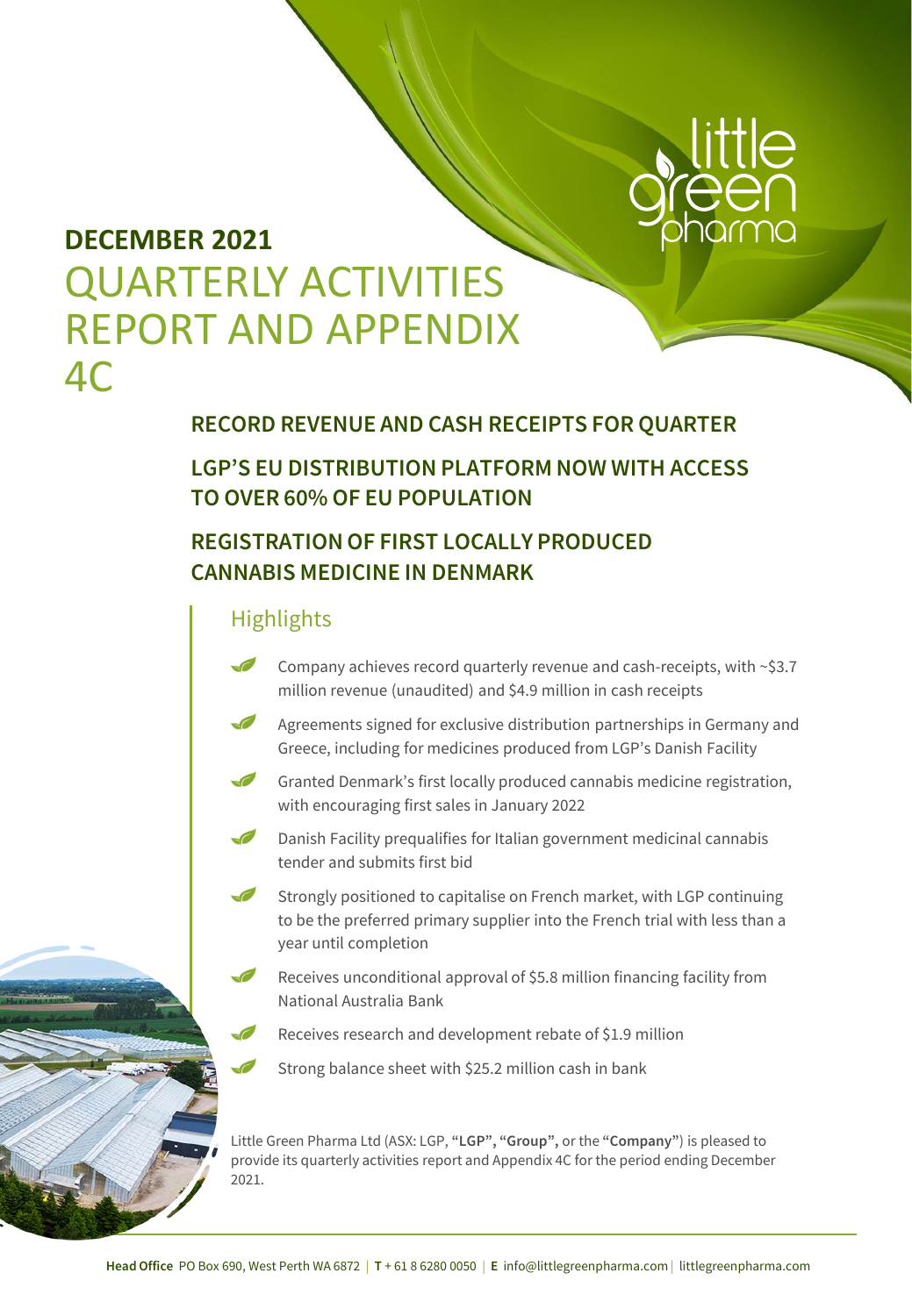# DECEMBER 2021

# QUARTERLY ACTIVITIES REPORT AND APPENDIX 4C

## RECORD REVENUE AND CASH RECEIPTS FOR QUARTER

## LGP'S EU DISTRIBUTION PLATFORM NOW WITH ACCESS TO OVER 60% OF EU POPULATION

## REGISTRATION OF FIRST LOCALLY PRODUCED CANNABIS MEDICINE IN DENMARK

### Highlights

- Company achieves record quarterly revenue and cash-receipts, with ~$3.7 million revenue (unaudited) and $4.9 million in cash receipts
- Agreements signed for exclusive distribution partnerships in Germany and Greece, including for medicines produced from LGP's Danish Facility
- Granted Denmark's first locally produced cannabis medicine registration, with encouraging first sales in January 2022
- Danish Facility prequalifies for Italian government medicinal cannabis tender and submits first bid
- Strongly positioned to capitalise on French market, with LGP continuing to be the preferred primary supplier into the French trial with less than a year until completion
- Receives unconditional approval of $5.8 million financing facility from National Australia Bank
- Receives research and development rebate of $1.9 million
- Strong balance sheet with $25.2 million cash in bank

Little Green Pharma Ltd (ASX: LGP, "**LGP**", "**Group**", or the "**Company**") is pleased to provide its quarterly activities report and Appendix 4C for the period ending December 2021.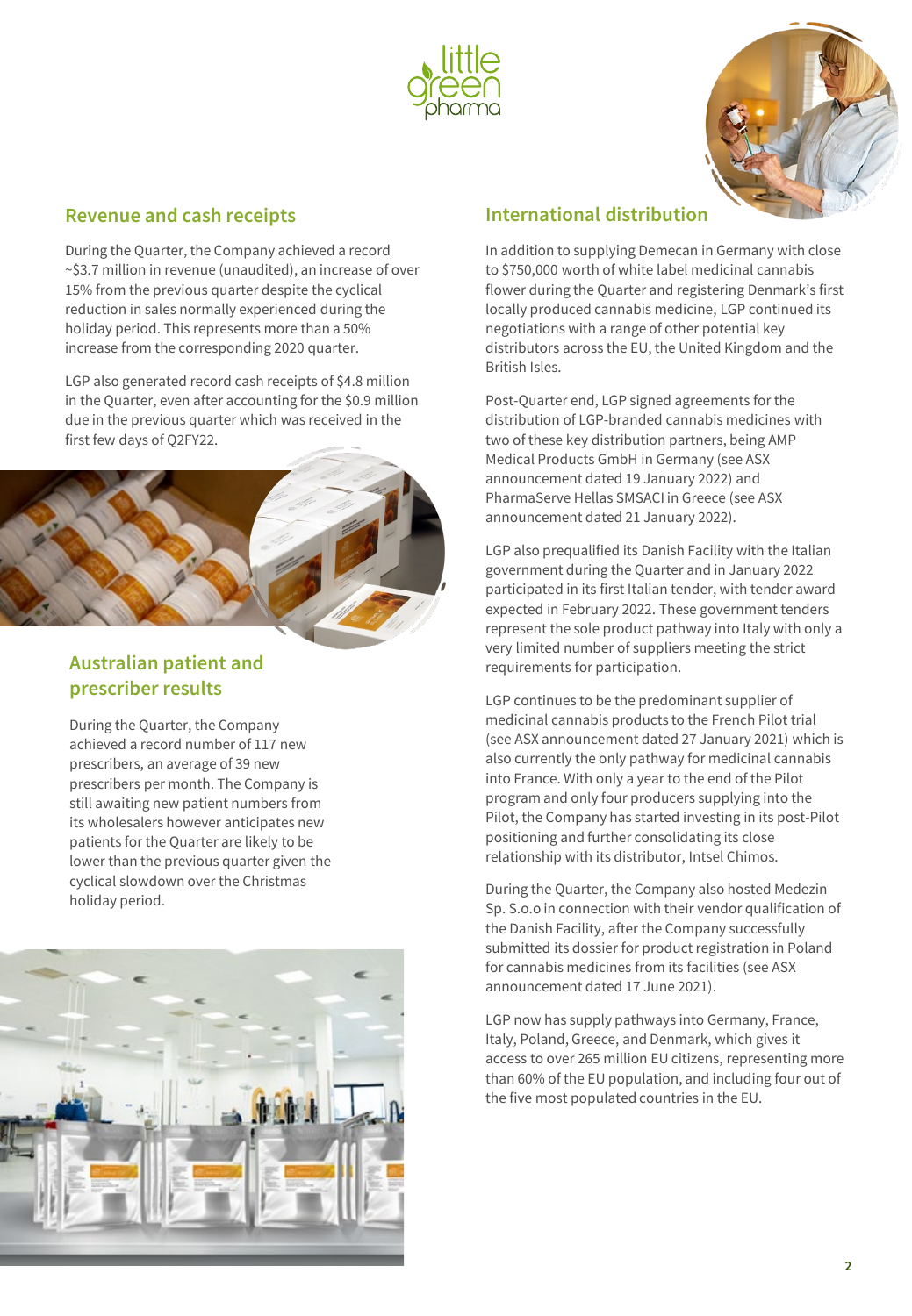## Revenue and cash receipts

During the Quarter, the Company achieved a record ~$3.7 million in revenue (unaudited), an increase of over 15% from the previous quarter despite the cyclical reduction in sales normally experienced during the holiday period. This represents more than a 50% increase from the corresponding 2020 quarter.

LGP also generated record cash receipts of $4.8 million in the Quarter, even after accounting for the $0.9 million due in the previous quarter which was received in the first few days of Q2FY22.

## Australian patient and prescriber results

During the Quarter, the Company achieved a record number of 117 new prescribers, an average of 39 new prescribers per month. The Company is still awaiting new patient numbers from its wholesalers however anticipates new patients for the Quarter are likely to be lower than the previous quarter given the cyclical slowdown over the Christmas holiday period.

## International distribution

In addition to supplying Demecan in Germany with close to $750,000 worth of white label medicinal cannabis flower during the Quarter and registering Denmark's first locally produced cannabis medicine, LGP continued its negotiations with a range of other potential key distributors across the EU, the United Kingdom and the British Isles.

Post-Quarter end, LGP signed agreements for the distribution of LGP-branded cannabis medicines with two of these key distribution partners, being AMP Medical Products GmbH in Germany (see ASX announcement dated 19 January 2022) and PharmaServe Hellas SMSACI in Greece (see ASX announcement dated 21 January 2022).

LGP also prequalified its Danish Facility with the Italian government during the Quarter and in January 2022 participated in its first Italian tender, with tender award expected in February 2022. These government tenders represent the sole product pathway into Italy with only a very limited number of suppliers meeting the strict requirements for participation.

LGP continues to be the predominant supplier of medicinal cannabis products to the French Pilot trial (see ASX announcement dated 27 January 2021) which is also currently the only pathway for medicinal cannabis into France. With only a year to the end of the Pilot program and only four producers supplying into the Pilot, the Company has started investing in its post-Pilot positioning and further consolidating its close relationship with its distributor, Intsel Chimos.

During the Quarter, the Company also hosted Medezin Sp. S.o.o in connection with their vendor qualification of the Danish Facility, after the Company successfully submitted its dossier for product registration in Poland for cannabis medicines from its facilities (see ASX announcement dated 17 June 2021).

LGP now has supply pathways into Germany, France, Italy, Poland, Greece, and Denmark, which gives it access to over 265 million EU citizens, representing more than 60% of the EU population, and including four out of the five most populated countries in the EU.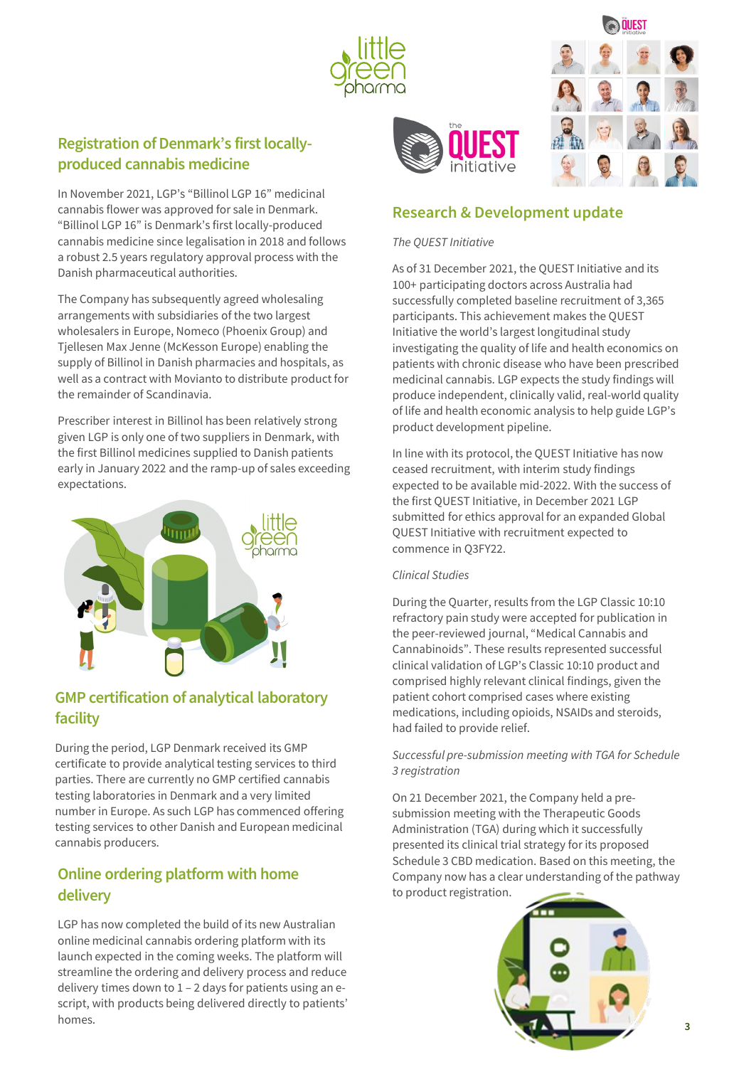## Registration of Denmark's first locally-produced cannabis medicine

In November 2021, LGP's "Billinol LGP 16" medicinal cannabis flower was approved for sale in Denmark. "Billinol LGP 16" is Denmark's first locally-produced cannabis medicine since legalisation in 2018 and follows a robust 2.5 years regulatory approval process with the Danish pharmaceutical authorities.

The Company has subsequently agreed wholesaling arrangements with subsidiaries of the two largest wholesalers in Europe, Nomeco (Phoenix Group) and Tjellesen Max Jenne (McKesson Europe) enabling the supply of Billinol in Danish pharmacies and hospitals, as well as a contract with Movianto to distribute product for the remainder of Scandinavia.

Prescriber interest in Billinol has been relatively strong given LGP is only one of two suppliers in Denmark, with the first Billinol medicines supplied to Danish patients early in January 2022 and the ramp-up of sales exceeding expectations.

## GMP certification of analytical laboratory facility

During the period, LGP Denmark received its GMP certificate to provide analytical testing services to third parties. There are currently no GMP certified cannabis testing laboratories in Denmark and a very limited number in Europe. As such LGP has commenced offering testing services to other Danish and European medicinal cannabis producers.

## Online ordering platform with home delivery

LGP has now completed the build of its new Australian online medicinal cannabis ordering platform with its launch expected in the coming weeks. The platform will streamline the ordering and delivery process and reduce delivery times down to 1 – 2 days for patients using an e-script, with products being delivered directly to patients' homes.

## Research & Development update

*The QUEST Initiative*

As of 31 December 2021, the QUEST Initiative and its 100+ participating doctors across Australia had successfully completed baseline recruitment of 3,365 participants. This achievement makes the QUEST Initiative the world's largest longitudinal study investigating the quality of life and health economics on patients with chronic disease who have been prescribed medicinal cannabis. LGP expects the study findings will produce independent, clinically valid, real-world quality of life and health economic analysis to help guide LGP's product development pipeline.

In line with its protocol, the QUEST Initiative has now ceased recruitment, with interim study findings expected to be available mid-2022. With the success of the first QUEST Initiative, in December 2021 LGP submitted for ethics approval for an expanded Global QUEST Initiative with recruitment expected to commence in Q3FY22.

*Clinical Studies*

During the Quarter, results from the LGP Classic 10:10 refractory pain study were accepted for publication in the peer-reviewed journal, "Medical Cannabis and Cannabinoids". These results represented successful clinical validation of LGP's Classic 10:10 product and comprised highly relevant clinical findings, given the patient cohort comprised cases where existing medications, including opioids, NSAIDs and steroids, had failed to provide relief.

*Successful pre-submission meeting with TGA for Schedule 3 registration*

On 21 December 2021, the Company held a pre-submission meeting with the Therapeutic Goods Administration (TGA) during which it successfully presented its clinical trial strategy for its proposed Schedule 3 CBD medication. Based on this meeting, the Company now has a clear understanding of the pathway to product registration.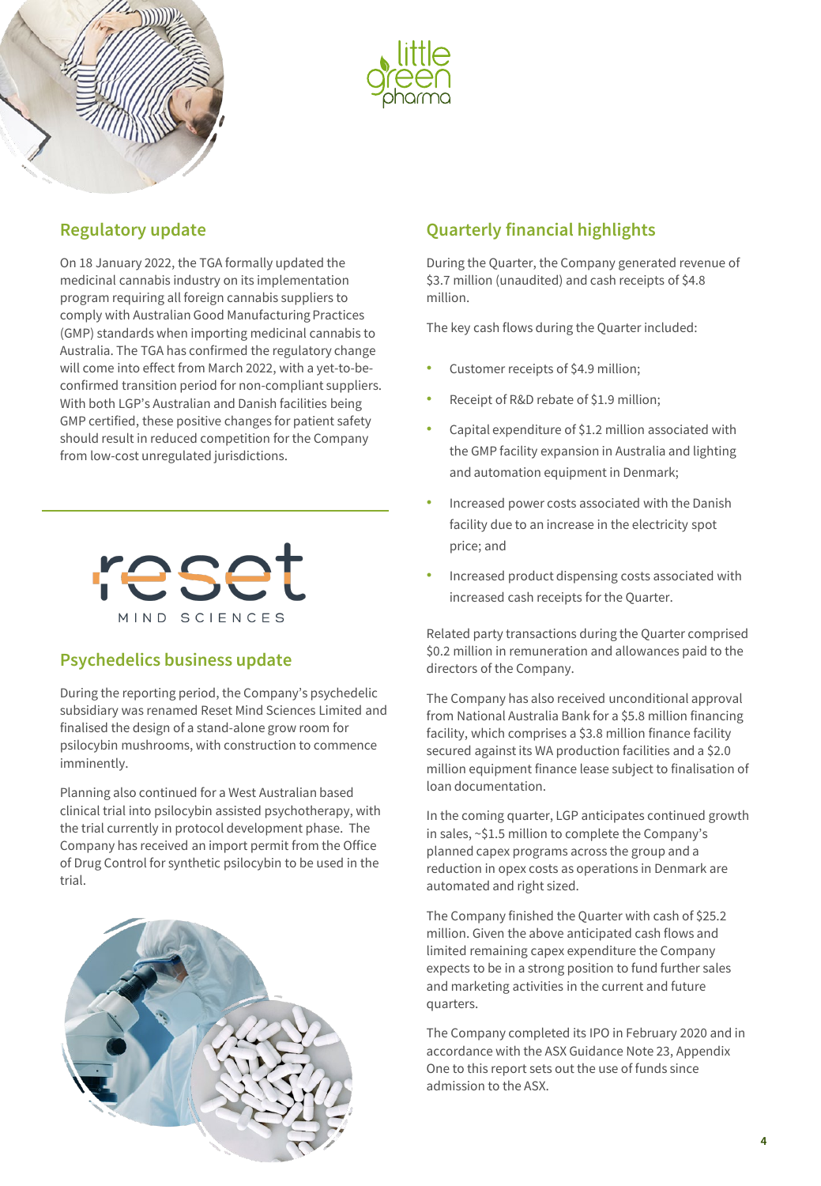## Regulatory update

On 18 January 2022, the TGA formally updated the medicinal cannabis industry on its implementation program requiring all foreign cannabis suppliers to comply with Australian Good Manufacturing Practices (GMP) standards when importing medicinal cannabis to Australia. The TGA has confirmed the regulatory change will come into effect from March 2022, with a yet-to-be-confirmed transition period for non-compliant suppliers. With both LGP's Australian and Danish facilities being GMP certified, these positive changes for patient safety should result in reduced competition for the Company from low-cost unregulated jurisdictions.

## Psychedelics business update

During the reporting period, the Company's psychedelic subsidiary was renamed Reset Mind Sciences Limited and finalised the design of a stand-alone grow room for psilocybin mushrooms, with construction to commence imminently.

Planning also continued for a West Australian based clinical trial into psilocybin assisted psychotherapy, with the trial currently in protocol development phase. The Company has received an import permit from the Office of Drug Control for synthetic psilocybin to be used in the trial.

## Quarterly financial highlights

During the Quarter, the Company generated revenue of $3.7 million (unaudited) and cash receipts of $4.8 million.

The key cash flows during the Quarter included:

- Customer receipts of $4.9 million;
- Receipt of R&D rebate of $1.9 million;
- Capital expenditure of $1.2 million associated with the GMP facility expansion in Australia and lighting and automation equipment in Denmark;
- Increased power costs associated with the Danish facility due to an increase in the electricity spot price; and
- Increased product dispensing costs associated with increased cash receipts for the Quarter.

Related party transactions during the Quarter comprised $0.2 million in remuneration and allowances paid to the directors of the Company.

The Company has also received unconditional approval from National Australia Bank for a $5.8 million financing facility, which comprises a $3.8 million finance facility secured against its WA production facilities and a $2.0 million equipment finance lease subject to finalisation of loan documentation.

In the coming quarter, LGP anticipates continued growth in sales, ~$1.5 million to complete the Company's planned capex programs across the group and a reduction in opex costs as operations in Denmark are automated and right sized.

The Company finished the Quarter with cash of $25.2 million. Given the above anticipated cash flows and limited remaining capex expenditure the Company expects to be in a strong position to fund further sales and marketing activities in the current and future quarters.

The Company completed its IPO in February 2020 and in accordance with the ASX Guidance Note 23, Appendix One to this report sets out the use of funds since admission to the ASX.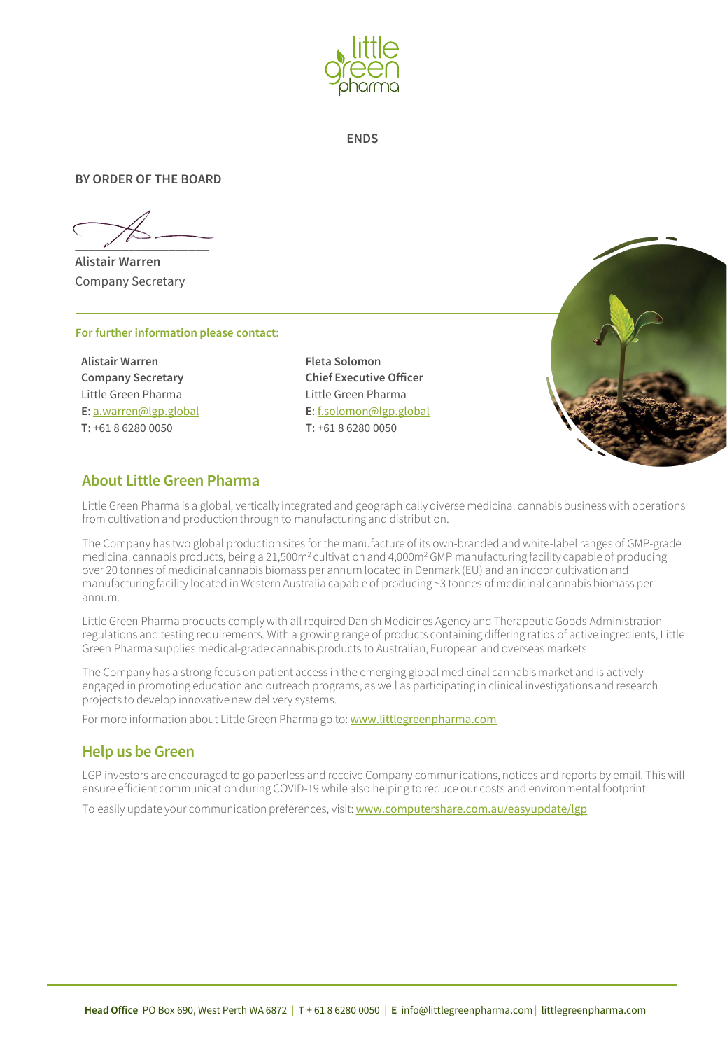**ENDS**

**BY ORDER OF THE BOARD**

\_\_\_\_\_\_\_\_\_\_\_\_\_\_\_\_\_\_\_\_\_\_

**Alistair Warren**
Company Secretary

**For further information please contact:**

**Alistair Warren**
**Company Secretary**
Little Green Pharma
**E**: a.warren@lgp.global
**T**: +61 8 6280 0050

**Fleta Solomon**
**Chief Executive Officer**
Little Green Pharma
**E**: f.solomon@lgp.global
**T**: +61 8 6280 0050

## About Little Green Pharma

Little Green Pharma is a global, vertically integrated and geographically diverse medicinal cannabis business with operations from cultivation and production through to manufacturing and distribution.

The Company has two global production sites for the manufacture of its own-branded and white-label ranges of GMP-grade medicinal cannabis products, being a 21,500m² cultivation and 4,000m² GMP manufacturing facility capable of producing over 20 tonnes of medicinal cannabis biomass per annum located in Denmark (EU) and an indoor cultivation and manufacturing facility located in Western Australia capable of producing ~3 tonnes of medicinal cannabis biomass per annum.

Little Green Pharma products comply with all required Danish Medicines Agency and Therapeutic Goods Administration regulations and testing requirements. With a growing range of products containing differing ratios of active ingredients, Little Green Pharma supplies medical-grade cannabis products to Australian, European and overseas markets.

The Company has a strong focus on patient access in the emerging global medicinal cannabis market and is actively engaged in promoting education and outreach programs, as well as participating in clinical investigations and research projects to develop innovative new delivery systems.

For more information about Little Green Pharma go to: www.littlegreenpharma.com

## Help us be Green

LGP investors are encouraged to go paperless and receive Company communications, notices and reports by email. This will ensure efficient communication during COVID-19 while also helping to reduce our costs and environmental footprint.

To easily update your communication preferences, visit: www.computershare.com.au/easyupdate/lgp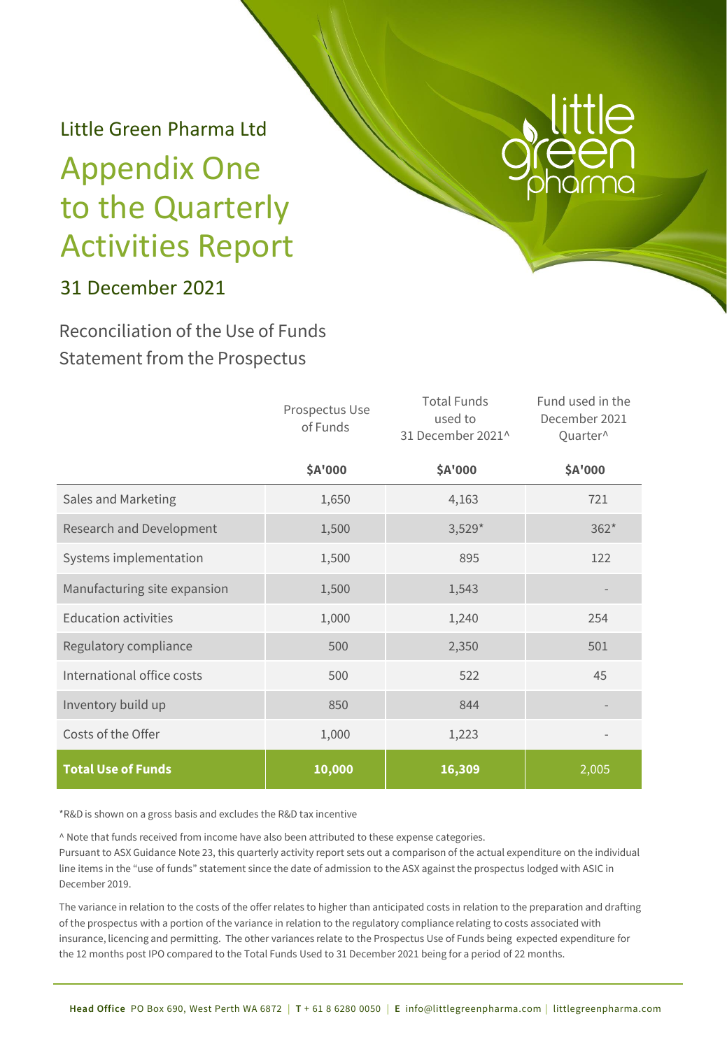Little Green Pharma Ltd

# Appendix One to the Quarterly Activities Report

## 31 December 2021

### Reconciliation of the Use of Funds Statement from the Prospectus

| | Prospectus Use of Funds | Total Funds used to 31 December 2021^ | Fund used in the December 2021 Quarter^ |
|---|---|---|---|
| | **$A'000** | **$A'000** | **$A'000** |
| Sales and Marketing | 1,650 | 4,163 | 721 |
| Research and Development | 1,500 | 3,529* | 362* |
| Systems implementation | 1,500 | 895 | 122 |
| Manufacturing site expansion | 1,500 | 1,543 | - |
| Education activities | 1,000 | 1,240 | 254 |
| Regulatory compliance | 500 | 2,350 | 501 |
| International office costs | 500 | 522 | 45 |
| Inventory build up | 850 | 844 | - |
| Costs of the Offer | 1,000 | 1,223 | - |
| **Total Use of Funds** | **10,000** | **16,309** | 2,005 |

*R&D is shown on a gross basis and excludes the R&D tax incentive

^ Note that funds received from income have also been attributed to these expense categories.
Pursuant to ASX Guidance Note 23, this quarterly activity report sets out a comparison of the actual expenditure on the individual line items in the "use of funds" statement since the date of admission to the ASX against the prospectus lodged with ASIC in December 2019.

The variance in relation to the costs of the offer relates to higher than anticipated costs in relation to the preparation and drafting of the prospectus with a portion of the variance in relation to the regulatory compliance relating to costs associated with insurance, licencing and permitting. The other variances relate to the Prospectus Use of Funds being expected expenditure for the 12 months post IPO compared to the Total Funds Used to 31 December 2021 being for a period of 22 months.

**Head Office** PO Box 690, West Perth WA 6872 | **T** + 61 8 6280 0050 | **E** info@littlegreenpharma.com | littlegreenpharma.com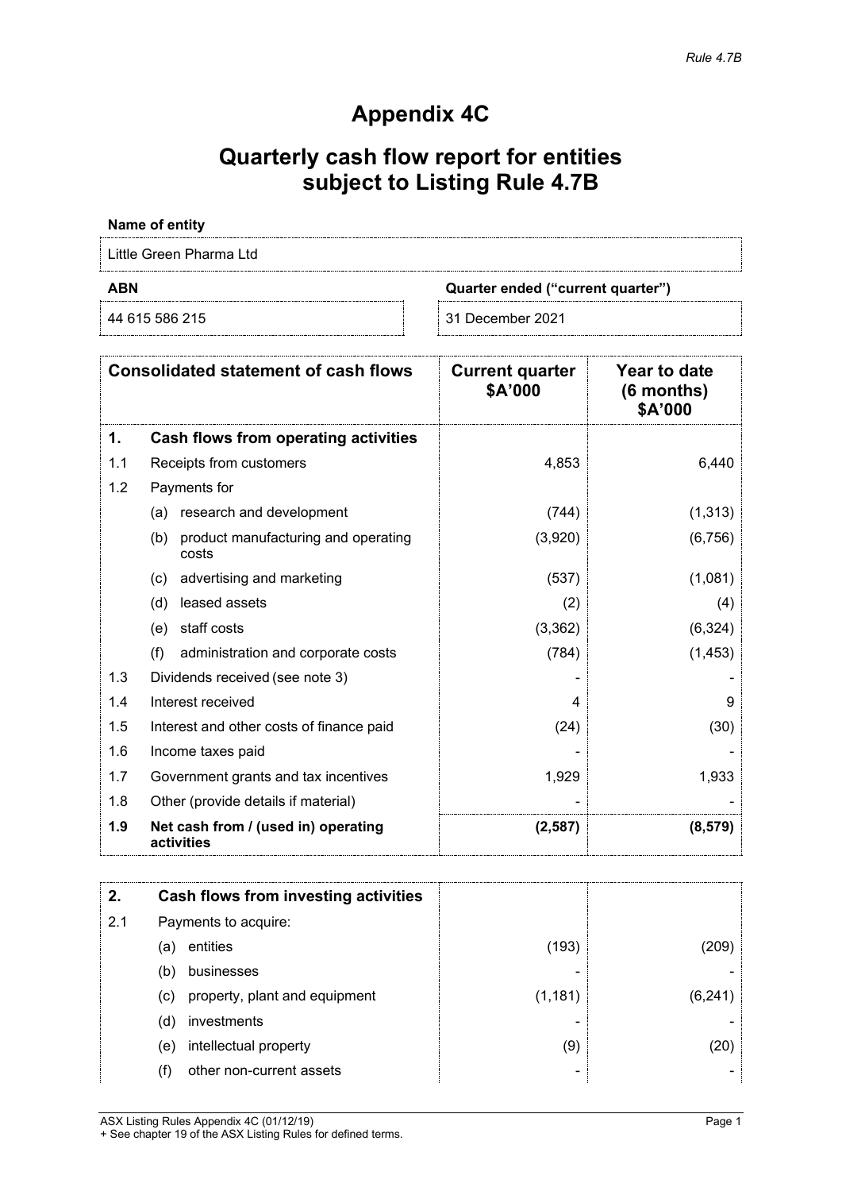# Appendix 4C

# Quarterly cash flow report for entities subject to Listing Rule 4.7B

| Name of entity | |
|---|---|
| Little Green Pharma Ltd | |
| **ABN** | **Quarter ended ("current quarter")** |
| 44 615 586 215 | 31 December 2021 |

| | Consolidated statement of cash flows | Current quarter $A'000 | Year to date (6 months) $A'000 |
|---|---|---|---|
| **1.** | **Cash flows from operating activities** | | |
| 1.1 | Receipts from customers | 4,853 | 6,440 |
| 1.2 | Payments for | | |
| | (a) research and development | (744) | (1,313) |
| | (b) product manufacturing and operating costs | (3,920) | (6,756) |
| | (c) advertising and marketing | (537) | (1,081) |
| | (d) leased assets | (2) | (4) |
| | (e) staff costs | (3,362) | (6,324) |
| | (f) administration and corporate costs | (784) | (1,453) |
| 1.3 | Dividends received (see note 3) | - | - |
| 1.4 | Interest received | 4 | 9 |
| 1.5 | Interest and other costs of finance paid | (24) | (30) |
| 1.6 | Income taxes paid | - | - |
| 1.7 | Government grants and tax incentives | 1,929 | 1,933 |
| 1.8 | Other (provide details if material) | - | - |
| **1.9** | **Net cash from / (used in) operating activities** | **(2,587)** | **(8,579)** |

| | | | |
|---|---|---|---|
| **2.** | **Cash flows from investing activities** | | |
| 2.1 | Payments to acquire: | | |
| | (a) entities | (193) | (209) |
| | (b) businesses | - | - |
| | (c) property, plant and equipment | (1,181) | (6,241) |
| | (d) investments | - | - |
| | (e) intellectual property | (9) | (20) |
| | (f) other non-current assets | - | - |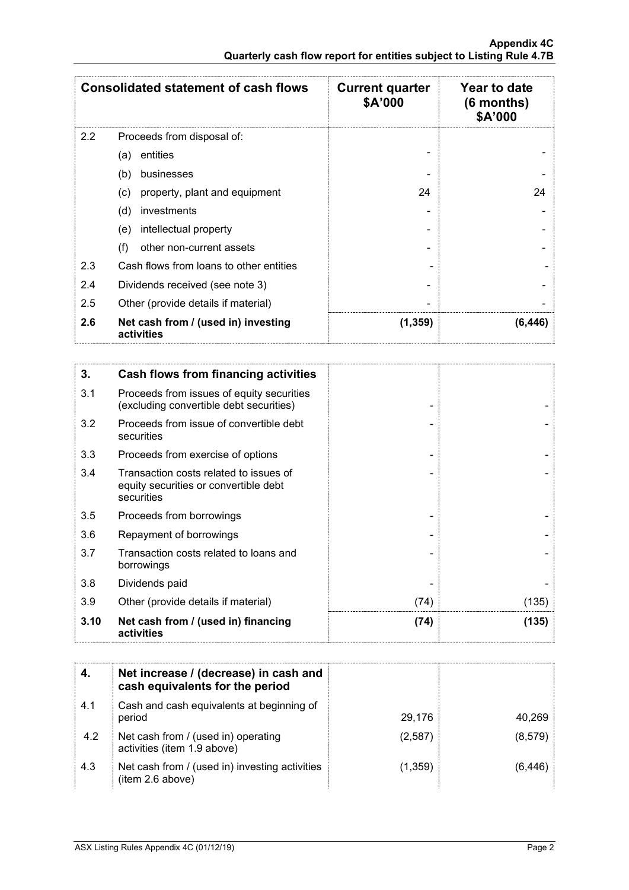| Consolidated statement of cash flows | | Current quarter \$A'000 | Year to date (6 months) \$A'000 |
|---|---|---|---|
| 2.2 | Proceeds from disposal of: | | |
| | (a) entities | - | - |
| | (b) businesses | - | - |
| | (c) property, plant and equipment | 24 | 24 |
| | (d) investments | - | - |
| | (e) intellectual property | - | - |
| | (f) other non-current assets | - | - |
| 2.3 | Cash flows from loans to other entities | - | - |
| 2.4 | Dividends received (see note 3) | - | - |
| 2.5 | Other (provide details if material) | - | - |
| **2.6** | **Net cash from / (used in) investing activities** | **(1,359)** | **(6,446)** |

| **3.** | **Cash flows from financing activities** | | |
|---|---|---|---|
| 3.1 | Proceeds from issues of equity securities (excluding convertible debt securities) | - | - |
| 3.2 | Proceeds from issue of convertible debt securities | - | - |
| 3.3 | Proceeds from exercise of options | - | - |
| 3.4 | Transaction costs related to issues of equity securities or convertible debt securities | - | - |
| 3.5 | Proceeds from borrowings | - | - |
| 3.6 | Repayment of borrowings | - | - |
| 3.7 | Transaction costs related to loans and borrowings | - | - |
| 3.8 | Dividends paid | - | - |
| 3.9 | Other (provide details if material) | (74) | (135) |
| **3.10** | **Net cash from / (used in) financing activities** | **(74)** | **(135)** |

| **4.** | **Net increase / (decrease) in cash and cash equivalents for the period** | | |
|---|---|---|---|
| 4.1 | Cash and cash equivalents at beginning of period | 29,176 | 40,269 |
| 4.2 | Net cash from / (used in) operating activities (item 1.9 above) | (2,587) | (8,579) |
| 4.3 | Net cash from / (used in) investing activities (item 2.6 above) | (1,359) | (6,446) |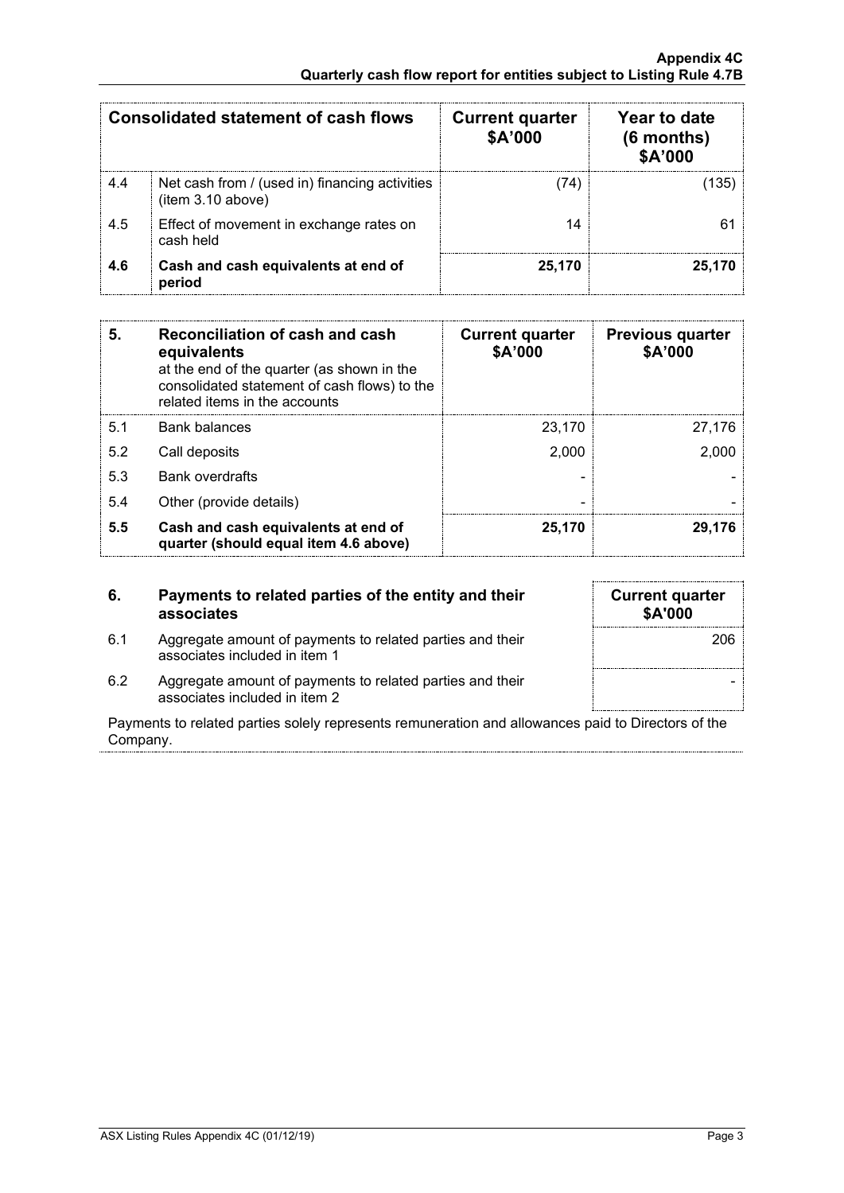| Consolidated statement of cash flows | | Current quarter $A'000 | Year to date (6 months) $A'000 |
|---|---|---|---|
| 4.4 | Net cash from / (used in) financing activities (item 3.10 above) | (74) | (135) |
| 4.5 | Effect of movement in exchange rates on cash held | 14 | 61 |
| **4.6** | **Cash and cash equivalents at end of period** | **25,170** | **25,170** |

| **5.** | **Reconciliation of cash and cash equivalents** at the end of the quarter (as shown in the consolidated statement of cash flows) to the related items in the accounts | **Current quarter $A'000** | **Previous quarter $A'000** |
|---|---|---|---|
| 5.1 | Bank balances | 23,170 | 27,176 |
| 5.2 | Call deposits | 2,000 | 2,000 |
| 5.3 | Bank overdrafts | - | - |
| 5.4 | Other (provide details) | - | - |
| **5.5** | **Cash and cash equivalents at end of quarter (should equal item 4.6 above)** | **25,170** | **29,176** |

| **6.** | **Payments to related parties of the entity and their associates** | **Current quarter $A'000** |
|---|---|---|
| 6.1 | Aggregate amount of payments to related parties and their associates included in item 1 | 206 |
| 6.2 | Aggregate amount of payments to related parties and their associates included in item 2 | - |

Payments to related parties solely represents remuneration and allowances paid to Directors of the Company.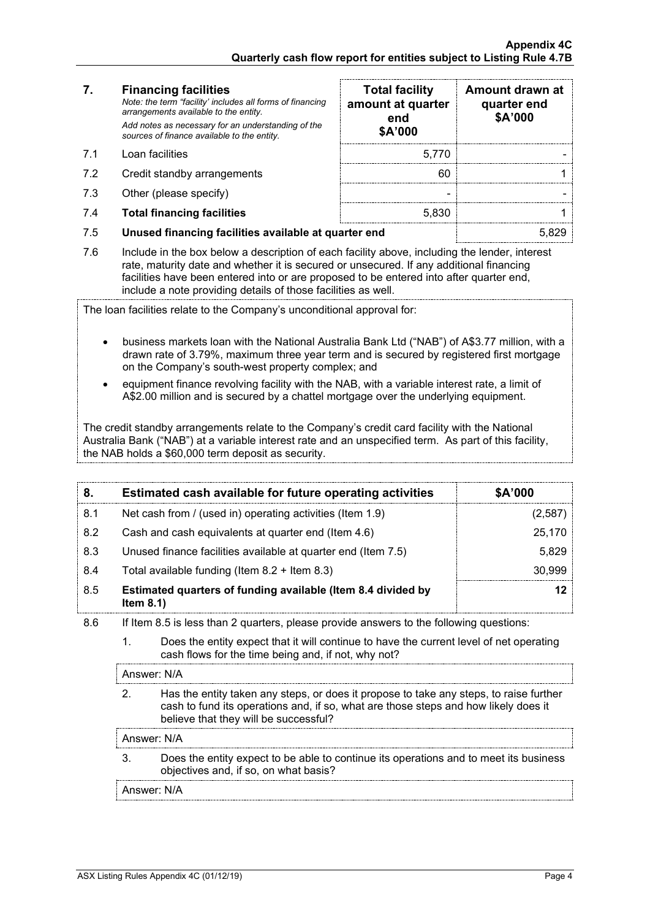| 7. | **Financing facilities**<br>*Note: the term "facility' includes all forms of financing arrangements available to the entity.*<br>*Add notes as necessary for an understanding of the sources of finance available to the entity.* | **Total facility amount at quarter end $A'000** | **Amount drawn at quarter end $A'000** |
|---|---|---|---|
| 7.1 | Loan facilities | 5,770 | - |
| 7.2 | Credit standby arrangements | 60 | 1 |
| 7.3 | Other (please specify) | - | - |
| 7.4 | **Total financing facilities** | 5,830 | 1 |
| 7.5 | **Unused financing facilities available at quarter end** | | 5,829 |

7.6 Include in the box below a description of each facility above, including the lender, interest rate, maturity date and whether it is secured or unsecured. If any additional financing facilities have been entered into or are proposed to be entered into after quarter end, include a note providing details of those facilities as well.

The loan facilities relate to the Company's unconditional approval for:

- business markets loan with the National Australia Bank Ltd ("NAB") of A$3.77 million, with a drawn rate of 3.79%, maximum three year term and is secured by registered first mortgage on the Company's south-west property complex; and
- equipment finance revolving facility with the NAB, with a variable interest rate, a limit of A$2.00 million and is secured by a chattel mortgage over the underlying equipment.

The credit standby arrangements relate to the Company's credit card facility with the National Australia Bank ("NAB") at a variable interest rate and an unspecified term. As part of this facility, the NAB holds a $60,000 term deposit as security.

| 8. | **Estimated cash available for future operating activities** | **$A'000** |
|---|---|---|
| 8.1 | Net cash from / (used in) operating activities (Item 1.9) | (2,587) |
| 8.2 | Cash and cash equivalents at quarter end (Item 4.6) | 25,170 |
| 8.3 | Unused finance facilities available at quarter end (Item 7.5) | 5,829 |
| 8.4 | Total available funding (Item 8.2 + Item 8.3) | 30,999 |
| 8.5 | **Estimated quarters of funding available (Item 8.4 divided by Item 8.1)** | **12** |

8.6 If Item 8.5 is less than 2 quarters, please provide answers to the following questions:

1. Does the entity expect that it will continue to have the current level of net operating cash flows for the time being and, if not, why not?

Answer: N/A

2. Has the entity taken any steps, or does it propose to take any steps, to raise further cash to fund its operations and, if so, what are those steps and how likely does it believe that they will be successful?

Answer: N/A

3. Does the entity expect to be able to continue its operations and to meet its business objectives and, if so, on what basis?

Answer: N/A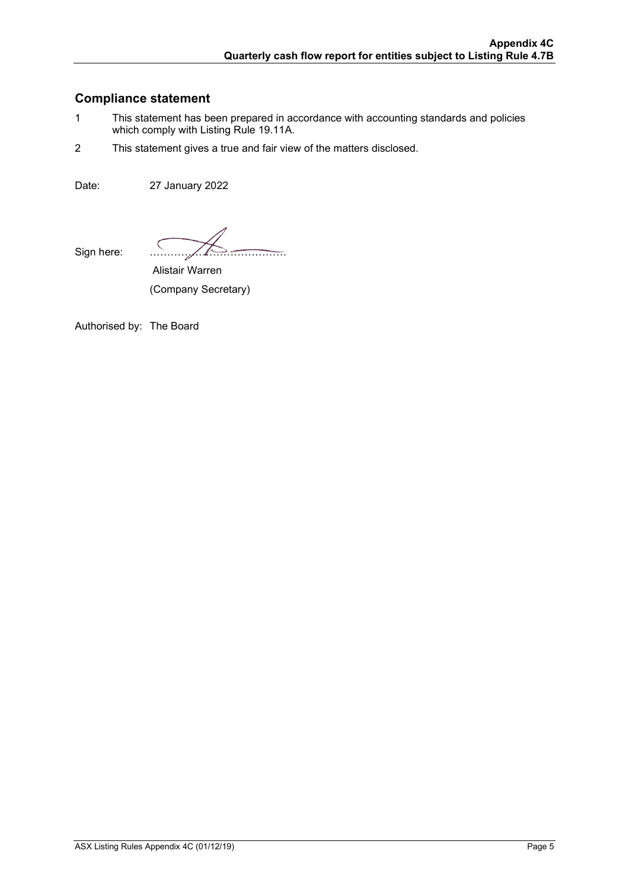## Compliance statement

1. This statement has been prepared in accordance with accounting standards and policies which comply with Listing Rule 19.11A.
2. This statement gives a true and fair view of the matters disclosed.

Date: 27 January 2022

Sign here: ......................................

Alistair Warren
(Company Secretary)

Authorised by: The Board